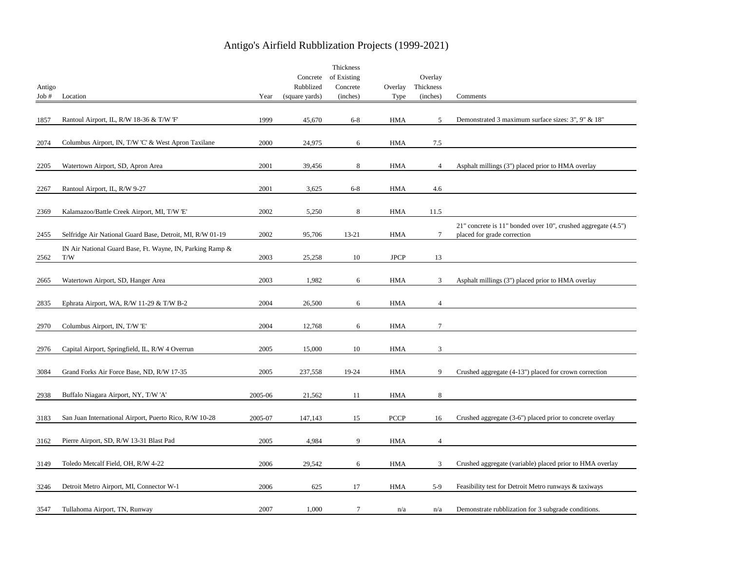# Antigo's Airfield Rubblization Projects (1999-2021)

| Antigo Job # | Location | Year | Concrete Rubblized (square yards) | Thickness of Existing Concrete (inches) | Overlay Type | Overlay Thickness (inches) | Comments |
|---|---|---|---|---|---|---|---|
| 1857 | Rantoul Airport, IL, R/W 18-36 & T/W 'F' | 1999 | 45,670 | 6-8 | HMA | 5 | Demonstrated 3 maximum surface sizes: 3", 9" & 18" |
| 2074 | Columbus Airport, IN, T/W 'C' & West Apron Taxilane | 2000 | 24,975 | 6 | HMA | 7.5 | |
| 2205 | Watertown Airport, SD, Apron Area | 2001 | 39,456 | 8 | HMA | 4 | Asphalt millings (3") placed prior to HMA overlay |
| 2267 | Rantoul Airport, IL, R/W 9-27 | 2001 | 3,625 | 6-8 | HMA | 4.6 | |
| 2369 | Kalamazoo/Battle Creek Airport, MI, T/W 'E' | 2002 | 5,250 | 8 | HMA | 11.5 | |
| 2455 | Selfridge Air National Guard Base, Detroit, MI, R/W 01-19 | 2002 | 95,706 | 13-21 | HMA | 7 | 21" concrete is 11" bonded over 10", crushed aggregate (4.5") placed for grade correction |
| 2562 | IN Air National Guard Base, Ft. Wayne, IN, Parking Ramp & T/W | 2003 | 25,258 | 10 | JPCP | 13 | |
| 2665 | Watertown Airport, SD, Hanger Area | 2003 | 1,982 | 6 | HMA | 3 | Asphalt millings (3") placed prior to HMA overlay |
| 2835 | Ephrata Airport, WA, R/W 11-29 & T/W B-2 | 2004 | 26,500 | 6 | HMA | 4 | |
| 2970 | Columbus Airport, IN, T/W 'E' | 2004 | 12,768 | 6 | HMA | 7 | |
| 2976 | Capital Airport, Springfield, IL, R/W 4 Overrun | 2005 | 15,000 | 10 | HMA | 3 | |
| 3084 | Grand Forks Air Force Base, ND, R/W 17-35 | 2005 | 237,558 | 19-24 | HMA | 9 | Crushed aggregate (4-13") placed for crown correction |
| 2938 | Buffalo Niagara Airport, NY, T/W 'A' | 2005-06 | 21,562 | 11 | HMA | 8 | |
| 3183 | San Juan International Airport, Puerto Rico, R/W 10-28 | 2005-07 | 147,143 | 15 | PCCP | 16 | Crushed aggregate (3-6") placed prior to concrete overlay |
| 3162 | Pierre Airport, SD, R/W 13-31 Blast Pad | 2005 | 4,984 | 9 | HMA | 4 | |
| 3149 | Toledo Metcalf Field, OH, R/W 4-22 | 2006 | 29,542 | 6 | HMA | 3 | Crushed aggregate (variable) placed prior to HMA overlay |
| 3246 | Detroit Metro Airport, MI, Connector W-1 | 2006 | 625 | 17 | HMA | 5-9 | Feasibility test for Detroit Metro runways & taxiways |
| 3547 | Tullahoma Airport, TN, Runway | 2007 | 1,000 | 7 | n/a | n/a | Demonstrate rubblization for 3 subgrade conditions. |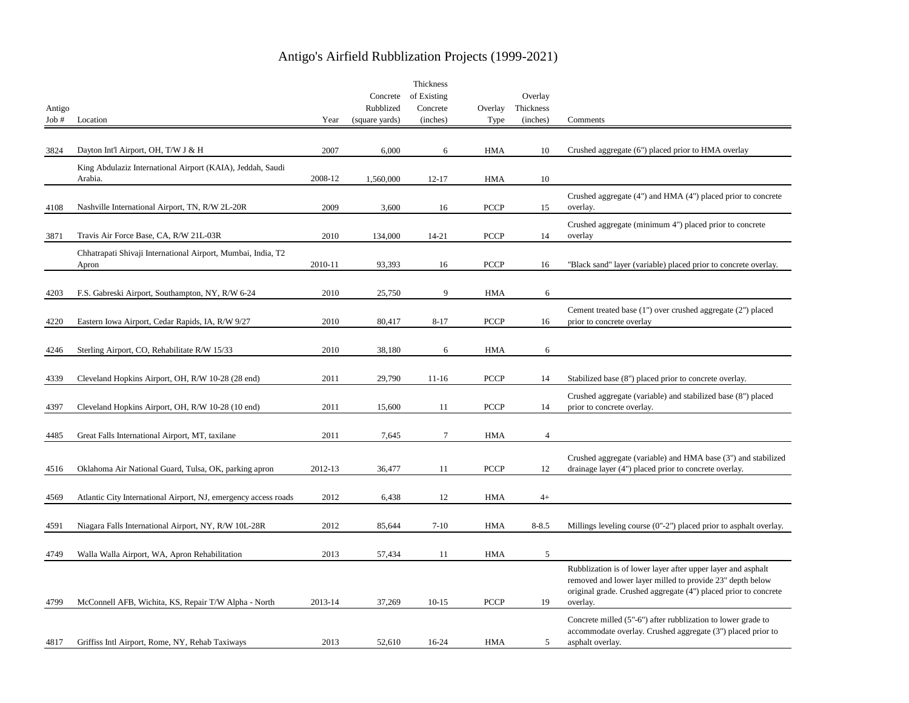# Antigo's Airfield Rubblization Projects (1999-2021)

| Antigo Job # | Location | Year | Concrete Rubblized (square yards) | Thickness of Existing Concrete (inches) | Overlay Type | Overlay Thickness (inches) | Comments |
|---|---|---|---|---|---|---|---|
| 3824 | Dayton Int'l Airport, OH, T/W J & H | 2007 | 6,000 | 6 | HMA | 10 | Crushed aggregate (6") placed prior to HMA overlay |
| | King Abdulaziz International Airport (KAIA), Jeddah, Saudi Arabia. | 2008-12 | 1,560,000 | 12-17 | HMA | 10 | |
| 4108 | Nashville International Airport, TN, R/W 2L-20R | 2009 | 3,600 | 16 | PCCP | 15 | Crushed aggregate (4") and HMA (4") placed prior to concrete overlay. |
| 3871 | Travis Air Force Base, CA, R/W 21L-03R | 2010 | 134,000 | 14-21 | PCCP | 14 | Crushed aggregate (minimum 4") placed prior to concrete overlay |
| | Chhatrapati Shivaji International Airport, Mumbai, India, T2 Apron | 2010-11 | 93,393 | 16 | PCCP | 16 | "Black sand" layer (variable) placed prior to concrete overlay. |
| 4203 | F.S. Gabreski Airport, Southampton, NY, R/W 6-24 | 2010 | 25,750 | 9 | HMA | 6 | |
| 4220 | Eastern Iowa Airport, Cedar Rapids, IA, R/W 9/27 | 2010 | 80,417 | 8-17 | PCCP | 16 | Cement treated base (1") over crushed aggregate (2") placed prior to concrete overlay |
| 4246 | Sterling Airport, CO, Rehabilitate R/W 15/33 | 2010 | 38,180 | 6 | HMA | 6 | |
| 4339 | Cleveland Hopkins Airport, OH, R/W 10-28 (28 end) | 2011 | 29,790 | 11-16 | PCCP | 14 | Stabilized base (8") placed prior to concrete overlay. |
| 4397 | Cleveland Hopkins Airport, OH, R/W 10-28 (10 end) | 2011 | 15,600 | 11 | PCCP | 14 | Crushed aggregate (variable) and stabilized base (8") placed prior to concrete overlay. |
| 4485 | Great Falls International Airport, MT, taxilane | 2011 | 7,645 | 7 | HMA | 4 | |
| 4516 | Oklahoma Air National Guard, Tulsa, OK, parking apron | 2012-13 | 36,477 | 11 | PCCP | 12 | Crushed aggregate (variable) and HMA base (3") and stabilized drainage layer (4") placed prior to concrete overlay. |
| 4569 | Atlantic City International Airport, NJ, emergency access roads | 2012 | 6,438 | 12 | HMA | 4+ | |
| 4591 | Niagara Falls International Airport, NY, R/W 10L-28R | 2012 | 85,644 | 7-10 | HMA | 8-8.5 | Millings leveling course (0"-2") placed prior to asphalt overlay. |
| 4749 | Walla Walla Airport, WA, Apron Rehabilitation | 2013 | 57,434 | 11 | HMA | 5 | |
| 4799 | McConnell AFB, Wichita, KS, Repair T/W Alpha - North | 2013-14 | 37,269 | 10-15 | PCCP | 19 | Rubblization is of lower layer after upper layer and asphalt removed and lower layer milled to provide 23" depth below original grade. Crushed aggregate (4") placed prior to concrete overlay. |
| 4817 | Griffiss Intl Airport, Rome, NY, Rehab Taxiways | 2013 | 52,610 | 16-24 | HMA | 5 | Concrete milled (5"-6") after rubblization to lower grade to accommodate overlay. Crushed aggregate (3") placed prior to asphalt overlay. |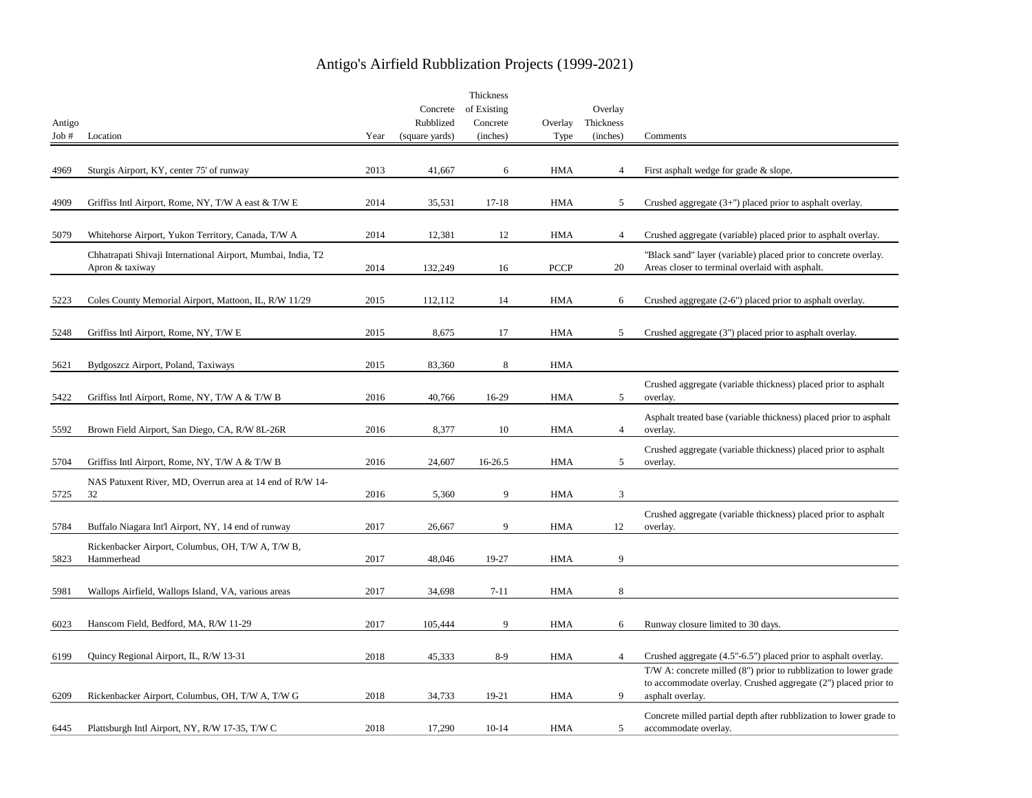# Antigo's Airfield Rubblization Projects (1999-2021)

| Antigo Job # | Location | Year | Concrete Rubblized (square yards) | Thickness of Existing Concrete (inches) | Overlay Type | Overlay Thickness (inches) | Comments |
|---|---|---|---|---|---|---|---|
| 4969 | Sturgis Airport, KY, center 75' of runway | 2013 | 41,667 | 6 | HMA | 4 | First asphalt wedge for grade & slope. |
| 4909 | Griffiss Intl Airport, Rome, NY, T/W A east & T/W E | 2014 | 35,531 | 17-18 | HMA | 5 | Crushed aggregate (3+") placed prior to asphalt overlay. |
| 5079 | Whitehorse Airport, Yukon Territory, Canada, T/W A | 2014 | 12,381 | 12 | HMA | 4 | Crushed aggregate (variable) placed prior to asphalt overlay. |
| | Chhatrapati Shivaji International Airport, Mumbai, India, T2 Apron & taxiway | 2014 | 132,249 | 16 | PCCP | 20 | "Black sand" layer (variable) placed prior to concrete overlay. Areas closer to terminal overlaid with asphalt. |
| 5223 | Coles County Memorial Airport, Mattoon, IL, R/W 11/29 | 2015 | 112,112 | 14 | HMA | 6 | Crushed aggregate (2-6") placed prior to asphalt overlay. |
| 5248 | Griffiss Intl Airport, Rome, NY, T/W E | 2015 | 8,675 | 17 | HMA | 5 | Crushed aggregate (3") placed prior to asphalt overlay. |
| 5621 | Bydgoszcz Airport, Poland, Taxiways | 2015 | 83,360 | 8 | HMA | | |
| 5422 | Griffiss Intl Airport, Rome, NY, T/W A & T/W B | 2016 | 40,766 | 16-29 | HMA | 5 | Crushed aggregate (variable thickness) placed prior to asphalt overlay. |
| 5592 | Brown Field Airport, San Diego, CA, R/W 8L-26R | 2016 | 8,377 | 10 | HMA | 4 | Asphalt treated base (variable thickness) placed prior to asphalt overlay. |
| 5704 | Griffiss Intl Airport, Rome, NY, T/W A & T/W B | 2016 | 24,607 | 16-26.5 | HMA | 5 | Crushed aggregate (variable thickness) placed prior to asphalt overlay. |
| 5725 | NAS Patuxent River, MD, Overrun area at 14 end of R/W 14-32 | 2016 | 5,360 | 9 | HMA | 3 | |
| 5784 | Buffalo Niagara Int'l Airport, NY, 14 end of runway | 2017 | 26,667 | 9 | HMA | 12 | Crushed aggregate (variable thickness) placed prior to asphalt overlay. |
| 5823 | Rickenbacker Airport, Columbus, OH, T/W A, T/W B, Hammerhead | 2017 | 48,046 | 19-27 | HMA | 9 | |
| 5981 | Wallops Airfield, Wallops Island, VA, various areas | 2017 | 34,698 | 7-11 | HMA | 8 | |
| 6023 | Hanscom Field, Bedford, MA, R/W 11-29 | 2017 | 105,444 | 9 | HMA | 6 | Runway closure limited to 30 days. |
| 6199 | Quincy Regional Airport, IL, R/W 13-31 | 2018 | 45,333 | 8-9 | HMA | 4 | Crushed aggregate (4.5"-6.5") placed prior to asphalt overlay. |
| 6209 | Rickenbacker Airport, Columbus, OH, T/W A, T/W G | 2018 | 34,733 | 19-21 | HMA | 9 | T/W A: concrete milled (8") prior to rubblization to lower grade to accommodate overlay. Crushed aggregate (2") placed prior to asphalt overlay. |
| 6445 | Plattsburgh Intl Airport, NY, R/W 17-35, T/W C | 2018 | 17,290 | 10-14 | HMA | 5 | Concrete milled partial depth after rubblization to lower grade to accommodate overlay. |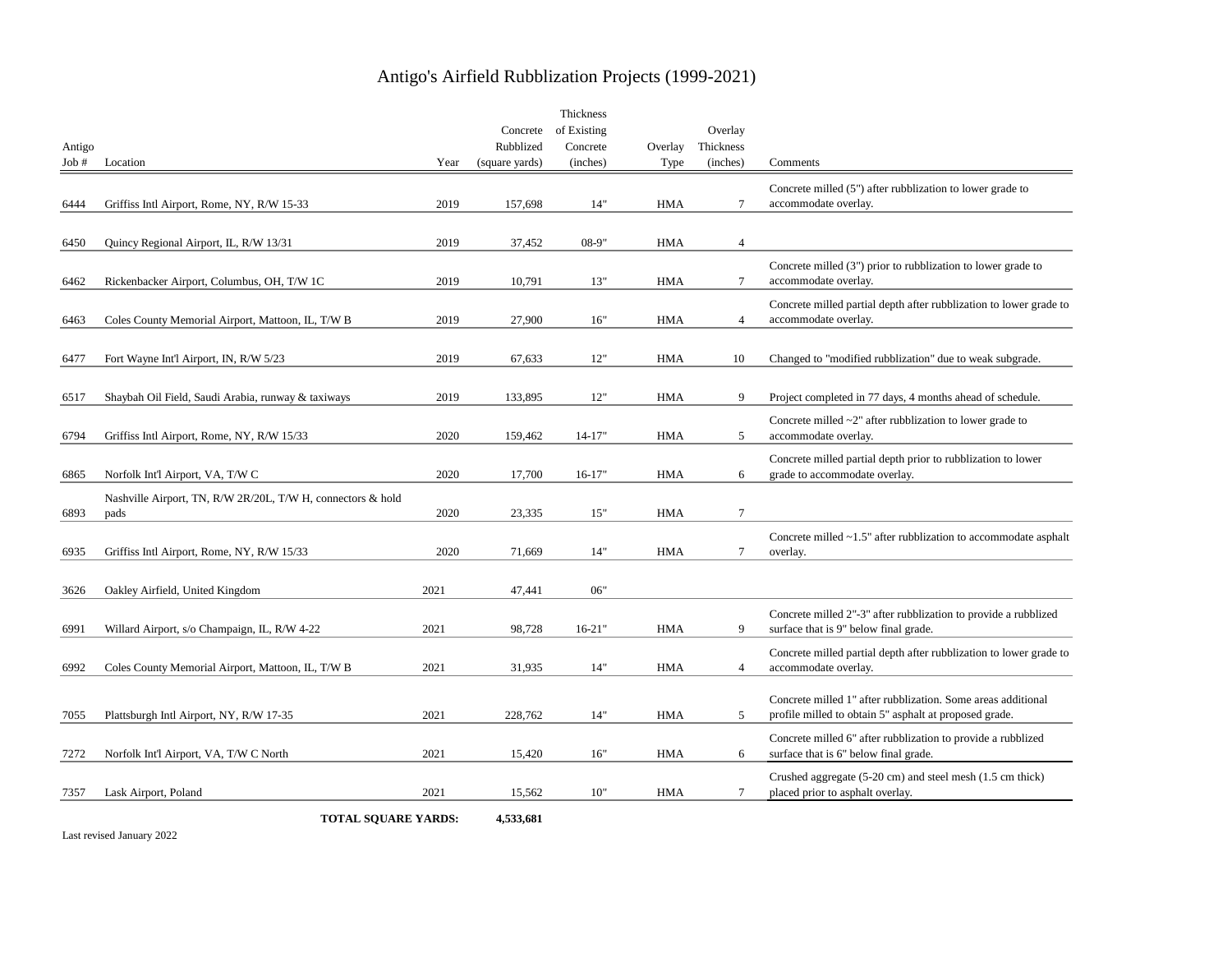# Antigo's Airfield Rubblization Projects (1999-2021)

| Antigo Job # | Location | Year | Concrete Rubblized (square yards) | Thickness of Existing Concrete (inches) | Overlay Type | Overlay Thickness (inches) | Comments |
|---|---|---|---|---|---|---|---|
| 6444 | Griffiss Intl Airport, Rome, NY, R/W 15-33 | 2019 | 157,698 | 14" | HMA | 7 | Concrete milled (5") after rubblization to lower grade to accommodate overlay. |
| 6450 | Quincy Regional Airport, IL, R/W 13/31 | 2019 | 37,452 | 08-9" | HMA | 4 | |
| 6462 | Rickenbacker Airport, Columbus, OH, T/W 1C | 2019 | 10,791 | 13" | HMA | 7 | Concrete milled (3") prior to rubblization to lower grade to accommodate overlay. |
| 6463 | Coles County Memorial Airport, Mattoon, IL, T/W B | 2019 | 27,900 | 16" | HMA | 4 | Concrete milled partial depth after rubblization to lower grade to accommodate overlay. |
| 6477 | Fort Wayne Int'l Airport, IN, R/W 5/23 | 2019 | 67,633 | 12" | HMA | 10 | Changed to "modified rubblization" due to weak subgrade. |
| 6517 | Shaybah Oil Field, Saudi Arabia, runway & taxiways | 2019 | 133,895 | 12" | HMA | 9 | Project completed in 77 days, 4 months ahead of schedule. |
| 6794 | Griffiss Intl Airport, Rome, NY, R/W 15/33 | 2020 | 159,462 | 14-17" | HMA | 5 | Concrete milled ~2" after rubblization to lower grade to accommodate overlay. |
| 6865 | Norfolk Int'l Airport, VA, T/W C | 2020 | 17,700 | 16-17" | HMA | 6 | Concrete milled partial depth prior to rubblization to lower grade to accommodate overlay. |
| 6893 | Nashville Airport, TN, R/W 2R/20L, T/W H, connectors & hold pads | 2020 | 23,335 | 15" | HMA | 7 | |
| 6935 | Griffiss Intl Airport, Rome, NY, R/W 15/33 | 2020 | 71,669 | 14" | HMA | 7 | Concrete milled ~1.5" after rubblization to accommodate asphalt overlay. |
| 3626 | Oakley Airfield, United Kingdom | 2021 | 47,441 | 06" | | | |
| 6991 | Willard Airport, s/o Champaign, IL, R/W 4-22 | 2021 | 98,728 | 16-21" | HMA | 9 | Concrete milled 2"-3" after rubblization to provide a rubblized surface that is 9" below final grade. |
| 6992 | Coles County Memorial Airport, Mattoon, IL, T/W B | 2021 | 31,935 | 14" | HMA | 4 | Concrete milled partial depth after rubblization to lower grade to accommodate overlay. |
| 7055 | Plattsburgh Intl Airport, NY, R/W 17-35 | 2021 | 228,762 | 14" | HMA | 5 | Concrete milled 1" after rubblization. Some areas additional profile milled to obtain 5" asphalt at proposed grade. |
| 7272 | Norfolk Int'l Airport, VA, T/W C North | 2021 | 15,420 | 16" | HMA | 6 | Concrete milled 6" after rubblization to provide a rubblized surface that is 6" below final grade. |
| 7357 | Lask Airport, Poland | 2021 | 15,562 | 10" | HMA | 7 | Crushed aggregate (5-20 cm) and steel mesh (1.5 cm thick) placed prior to asphalt overlay. |
| | **TOTAL SQUARE YARDS:** | | **4,533,681** | | | | |

Last revised January 2022